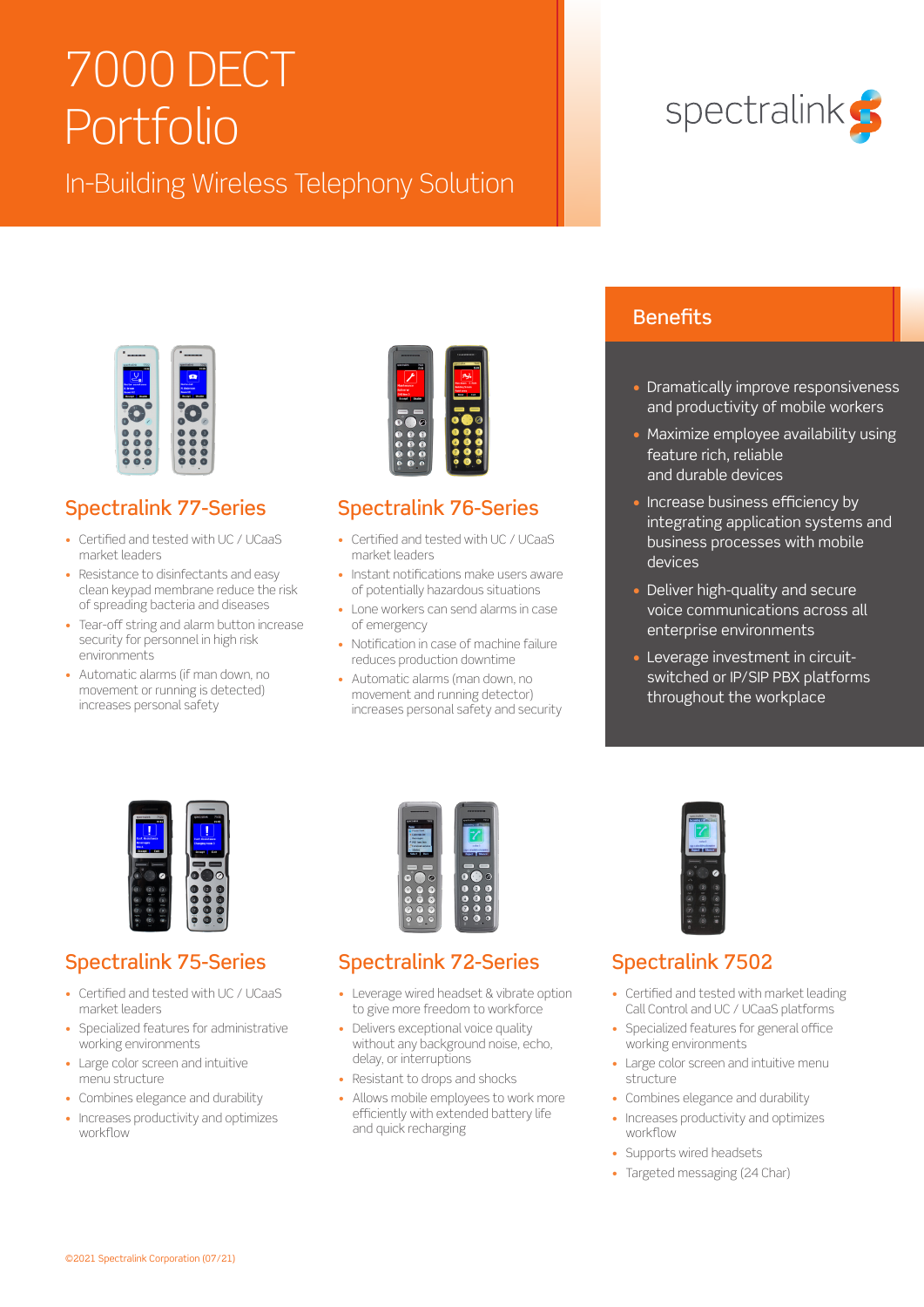# 7000 DECT Portfolio

## In-Building Wireless Telephony Solution

spectralink

## Benefits

- Dramatically improve responsiveness and productivity of mobile workers
- Maximize employee availability using feature rich, reliable and durable devices
- Increase business efficiency by integrating application systems and business processes with mobile devices
- Deliver high-quality and secure voice communications across all enterprise environments
- Leverage investment in circuit-switched or IP/SIP PBX platforms throughout the workplace

## Spectralink 77-Series

- Certified and tested with UC / UCaaS market leaders
- Resistance to disinfectants and easy clean keypad membrane reduce the risk of spreading bacteria and diseases
- Tear-off string and alarm button increase security for personnel in high risk environments
- Automatic alarms (if man down, no movement or running is detected) increases personal safety

## Spectralink 76-Series

- Certified and tested with UC / UCaaS market leaders
- Instant notifications make users aware of potentially hazardous situations
- Lone workers can send alarms in case of emergency
- Notification in case of machine failure reduces production downtime
- Automatic alarms (man down, no movement and running detector) increases personal safety and security

## Spectralink 75-Series

- Certified and tested with UC / UCaaS market leaders
- Specialized features for administrative working environments
- Large color screen and intuitive menu structure
- Combines elegance and durability
- Increases productivity and optimizes workflow

## Spectralink 72-Series

- Leverage wired headset & vibrate option to give more freedom to workforce
- Delivers exceptional voice quality without any background noise, echo, delay, or interruptions
- Resistant to drops and shocks
- Allows mobile employees to work more efficiently with extended battery life and quick recharging

## Spectralink 7502

- Certified and tested with market leading Call Control and UC / UCaaS platforms
- Specialized features for general office working environments
- Large color screen and intuitive menu structure
- Combines elegance and durability
- Increases productivity and optimizes workflow
- Supports wired headsets
- Targeted messaging (24 Char)

©2021 Spectralink Corporation (07/21)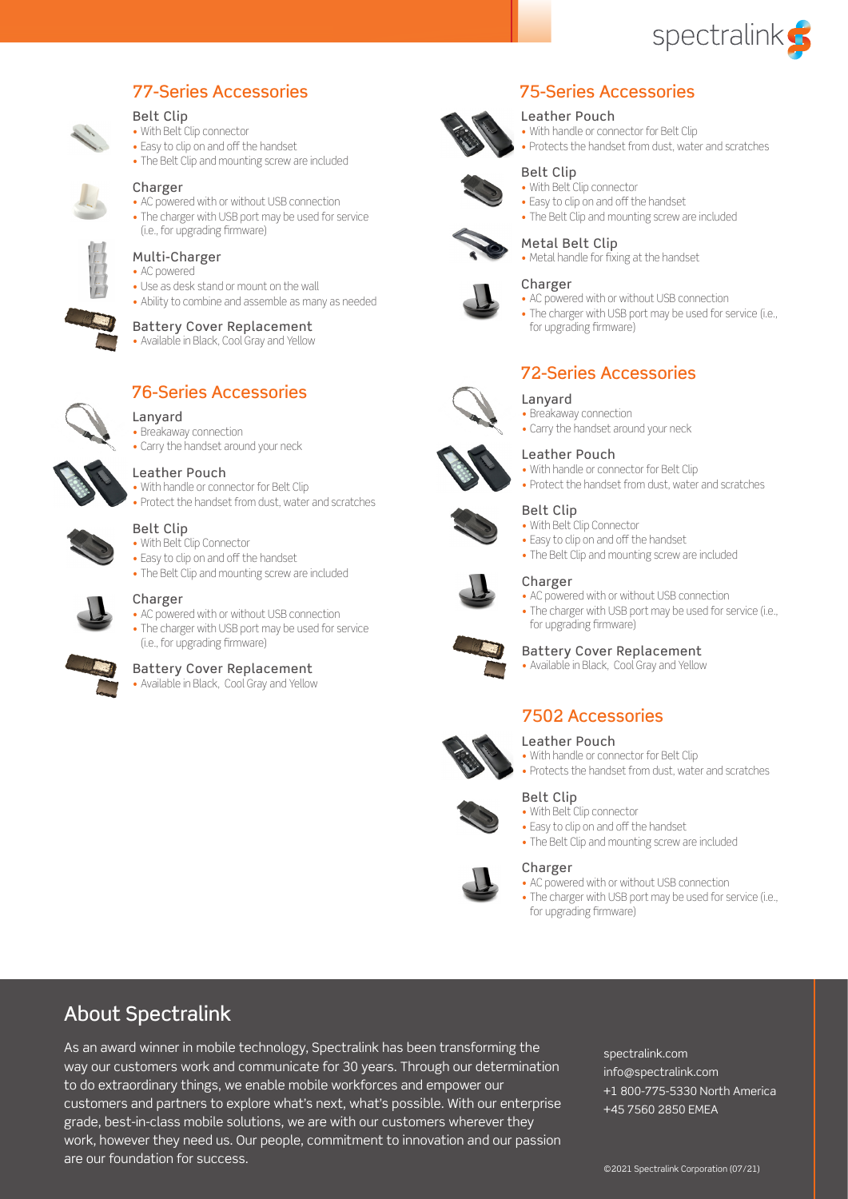## 77-Series Accessories

### Belt Clip

- With Belt Clip connector
- Easy to clip on and off the handset
- The Belt Clip and mounting screw are included

### Charger

- AC powered with or without USB connection
- The charger with USB port may be used for service (i.e., for upgrading firmware)

### Multi-Charger

- AC powered
- Use as desk stand or mount on the wall
- Ability to combine and assemble as many as needed

### Battery Cover Replacement

- Available in Black, Cool Gray and Yellow

## 76-Series Accessories

### Lanyard

- Breakaway connection
- Carry the handset around your neck

### Leather Pouch

- With handle or connector for Belt Clip
- Protect the handset from dust, water and scratches

### Belt Clip

- With Belt Clip Connector
- Easy to clip on and off the handset
- The Belt Clip and mounting screw are included

### Charger

- AC powered with or without USB connection
- The charger with USB port may be used for service (i.e., for upgrading firmware)

### Battery Cover Replacement

- Available in Black,  Cool Gray and Yellow

## 75-Series Accessories

### Leather Pouch

- With handle or connector for Belt Clip
- Protects the handset from dust, water and scratches

### Belt Clip

- With Belt Clip connector
- Easy to clip on and off the handset
- The Belt Clip and mounting screw are included

### Metal Belt Clip

- Metal handle for fixing at the handset

### Charger

- AC powered with or without USB connection
- The charger with USB port may be used for service (i.e., for upgrading firmware)

## 72-Series Accessories

### Lanyard

- Breakaway connection
- Carry the handset around your neck

### Leather Pouch

- With handle or connector for Belt Clip
- Protect the handset from dust, water and scratches

### Belt Clip

- With Belt Clip Connector
- Easy to clip on and off the handset
- The Belt Clip and mounting screw are included

### Charger

- AC powered with or without USB connection
- The charger with USB port may be used for service (i.e., for upgrading firmware)

### Battery Cover Replacement

- Available in Black,  Cool Gray and Yellow

## 7502 Accessories

### Leather Pouch

- With handle or connector for Belt Clip
- Protects the handset from dust, water and scratches

### Belt Clip

- With Belt Clip connector
- Easy to clip on and off the handset
- The Belt Clip and mounting screw are included

### Charger

- AC powered with or without USB connection
- The charger with USB port may be used for service (i.e., for upgrading firmware)

## About Spectralink

As an award winner in mobile technology, Spectralink has been transforming the way our customers work and communicate for 30 years. Through our determination to do extraordinary things, we enable mobile workforces and empower our customers and partners to explore what's next, what's possible. With our enterprise grade, best-in-class mobile solutions, we are with our customers wherever they work, however they need us. Our people, commitment to innovation and our passion are our foundation for success.

spectralink.com
info@spectralink.com
+1 800-775-5330 North America
+45 7560 2850 EMEA

©2021 Spectralink Corporation (07/21)